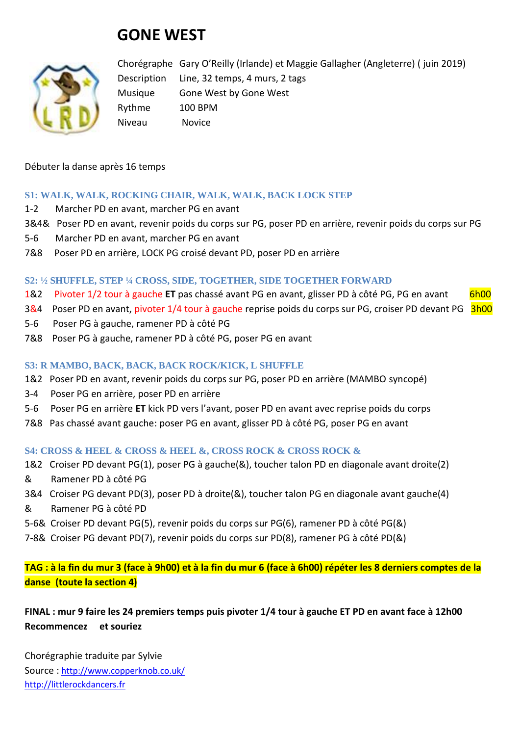// GONE WEST

| | |
|---|---|
| Chorégraphe | Gary O'Reilly (Irlande) et Maggie Gallagher (Angleterre) ( juin 2019) |
| Description | Line, 32 temps, 4 murs, 2 tags |
| Musique | Gone West by Gone West |
| Rythme | 100 BPM |
| Niveau | Novice |

Débuter la danse après 16 temps

### S1: WALK, WALK, ROCKING CHAIR, WALK, WALK, BACK LOCK STEP

1-2 Marcher PD en avant, marcher PG en avant
3&4& Poser PD en avant, revenir poids du corps sur PG, poser PD en arrière, revenir poids du corps sur PG
5-6 Marcher PD en avant, marcher PG en avant
7&8 Poser PD en arrière, LOCK PG croisé devant PD, poser PD en arrière

### S2: ½ SHUFFLE, STEP ¼ CROSS, SIDE, TOGETHER, SIDE TOGETHER FORWARD

1&2 Pivoter 1/2 tour à gauche **ET** pas chassé avant PG en avant, glisser PD à côté PG, PG en avant 6h00
3&4 Poser PD en avant, pivoter 1/4 tour à gauche reprise poids du corps sur PG, croiser PD devant PG 3h00
5-6 Poser PG à gauche, ramener PD à côté PG
7&8 Poser PG à gauche, ramener PD à côté PG, poser PG en avant

### S3: R MAMBO, BACK, BACK, BACK ROCK/KICK, L SHUFFLE

1&2 Poser PD en avant, revenir poids du corps sur PG, poser PD en arrière (MAMBO syncopé)
3-4 Poser PG en arrière, poser PD en arrière
5-6 Poser PG en arrière **ET** kick PD vers l'avant, poser PD en avant avec reprise poids du corps
7&8 Pas chassé avant gauche: poser PG en avant, glisser PD à côté PG, poser PG en avant

### S4: CROSS & HEEL & CROSS & HEEL &, CROSS ROCK & CROSS ROCK &

1&2 Croiser PD devant PG(1), poser PG à gauche(&), toucher talon PD en diagonale avant droite(2)
& Ramener PD à côté PG
3&4 Croiser PG devant PD(3), poser PD à droite(&), toucher talon PG en diagonale avant gauche(4)
& Ramener PG à côté PD
5-6& Croiser PD devant PG(5), revenir poids du corps sur PG(6), ramener PD à côté PG(&)
7-8& Croiser PG devant PD(7), revenir poids du corps sur PD(8), ramener PG à côté PD(&)

**TAG : à la fin du mur 3 (face à 9h00) et à la fin du mur 6 (face à 6h00) répéter les 8 derniers comptes de la danse (toute la section 4)**

**FINAL : mur 9 faire les 24 premiers temps puis pivoter 1/4 tour à gauche ET PD en avant face à 12h00**
**Recommencez et souriez**

Chorégraphie traduite par Sylvie
Source : http://www.copperknob.co.uk/
http://littlerockdancers.fr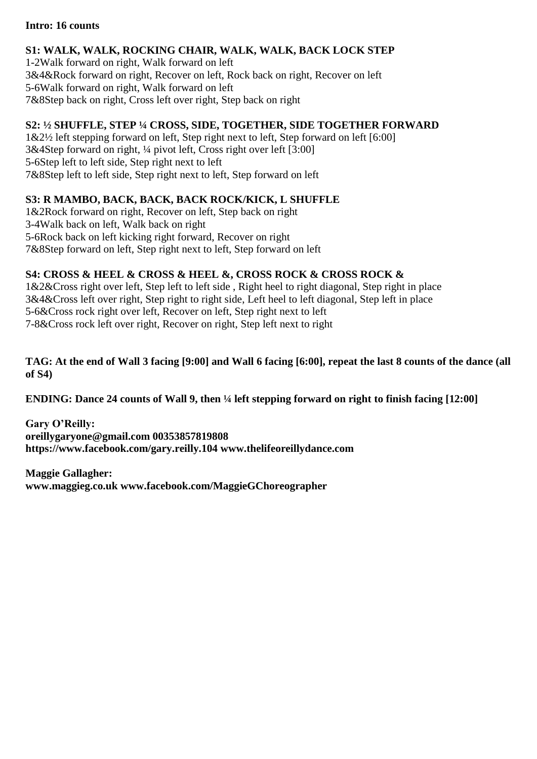**Intro: 16 counts**

**S1: WALK, WALK, ROCKING CHAIR, WALK, WALK, BACK LOCK STEP**

1-2Walk forward on right, Walk forward on left
3&4&Rock forward on right, Recover on left, Rock back on right, Recover on left
5-6Walk forward on right, Walk forward on left
7&8Step back on right, Cross left over right, Step back on right

**S2: ½ SHUFFLE, STEP ¼ CROSS, SIDE, TOGETHER, SIDE TOGETHER FORWARD**

1&2½ left stepping forward on left, Step right next to left, Step forward on left [6:00]
3&4Step forward on right, ¼ pivot left, Cross right over left [3:00]
5-6Step left to left side, Step right next to left
7&8Step left to left side, Step right next to left, Step forward on left

**S3: R MAMBO, BACK, BACK, BACK ROCK/KICK, L SHUFFLE**

1&2Rock forward on right, Recover on left, Step back on right
3-4Walk back on left, Walk back on right
5-6Rock back on left kicking right forward, Recover on right
7&8Step forward on left, Step right next to left, Step forward on left

**S4: CROSS & HEEL & CROSS & HEEL &, CROSS ROCK & CROSS ROCK &**

1&2&Cross right over left, Step left to left side , Right heel to right diagonal, Step right in place
3&4&Cross left over right, Step right to right side, Left heel to left diagonal, Step left in place
5-6&Cross rock right over left, Recover on left, Step right next to left
7-8&Cross rock left over right, Recover on right, Step left next to right

**TAG: At the end of Wall 3 facing [9:00] and Wall 6 facing [6:00], repeat the last 8 counts of the dance (all of S4)**

**ENDING: Dance 24 counts of Wall 9, then ¼ left stepping forward on right to finish facing [12:00]**

**Gary O'Reilly:**
**oreillygaryone@gmail.com 00353857819808**
**https://www.facebook.com/gary.reilly.104 www.thelifeoreillydance.com**

**Maggie Gallagher:**
**www.maggieg.co.uk www.facebook.com/MaggieGChoreographer**